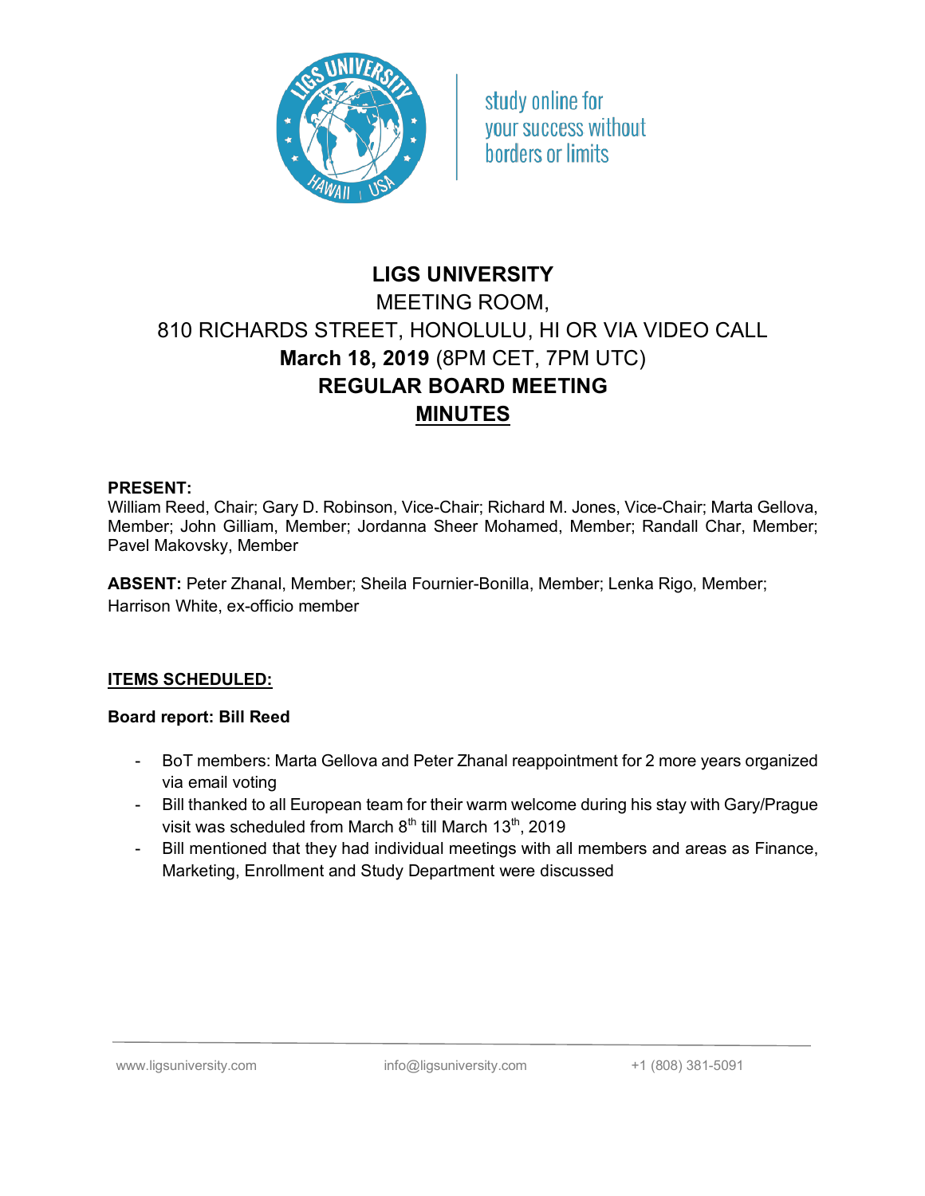# LIGS UNIVERSITY

MEETING ROOM,

810 RICHARDS STREET, HONOLULU, HI OR VIA VIDEO CALL

**March 18, 2019** (8PM CET, 7PM UTC)

**REGULAR BOARD MEETING**

**MINUTES**

**PRESENT:**
William Reed, Chair; Gary D. Robinson, Vice-Chair; Richard M. Jones, Vice-Chair; Marta Gellova, Member; John Gilliam, Member; Jordanna Sheer Mohamed, Member; Randall Char, Member; Pavel Makovsky, Member

**ABSENT:** Peter Zhanal, Member; Sheila Fournier-Bonilla, Member; Lenka Rigo, Member; Harrison White, ex-officio member

**ITEMS SCHEDULED:**

**Board report: Bill Reed**

- BoT members: Marta Gellova and Peter Zhanal reappointment for 2 more years organized via email voting
- Bill thanked to all European team for their warm welcome during his stay with Gary/Prague visit was scheduled from March 8th till March 13th, 2019
- Bill mentioned that they had individual meetings with all members and areas as Finance, Marketing, Enrollment and Study Department were discussed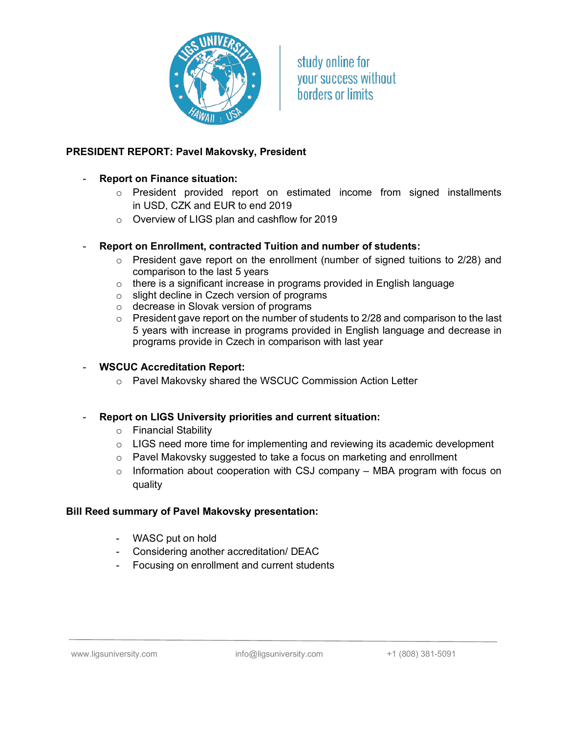**PRESIDENT REPORT: Pavel Makovsky, President**

- **Report on Finance situation:**
  - President provided report on estimated income from signed installments in USD, CZK and EUR to end 2019
  - Overview of LIGS plan and cashflow for 2019

- **Report on Enrollment, contracted Tuition and number of students:**
  - President gave report on the enrollment (number of signed tuitions to 2/28) and comparison to the last 5 years
  - there is a significant increase in programs provided in English language
  - slight decline in Czech version of programs
  - decrease in Slovak version of programs
  - President gave report on the number of students to 2/28 and comparison to the last 5 years with increase in programs provided in English language and decrease in programs provide in Czech in comparison with last year

- **WSCUC Accreditation Report:**
  - Pavel Makovsky shared the WSCUC Commission Action Letter

- **Report on LIGS University priorities and current situation:**
  - Financial Stability
  - LIGS need more time for implementing and reviewing its academic development
  - Pavel Makovsky suggested to take a focus on marketing and enrollment
  - Information about cooperation with CSJ company – MBA program with focus on quality

**Bill Reed summary of Pavel Makovsky presentation:**

- WASC put on hold
- Considering another accreditation/ DEAC
- Focusing on enrollment and current students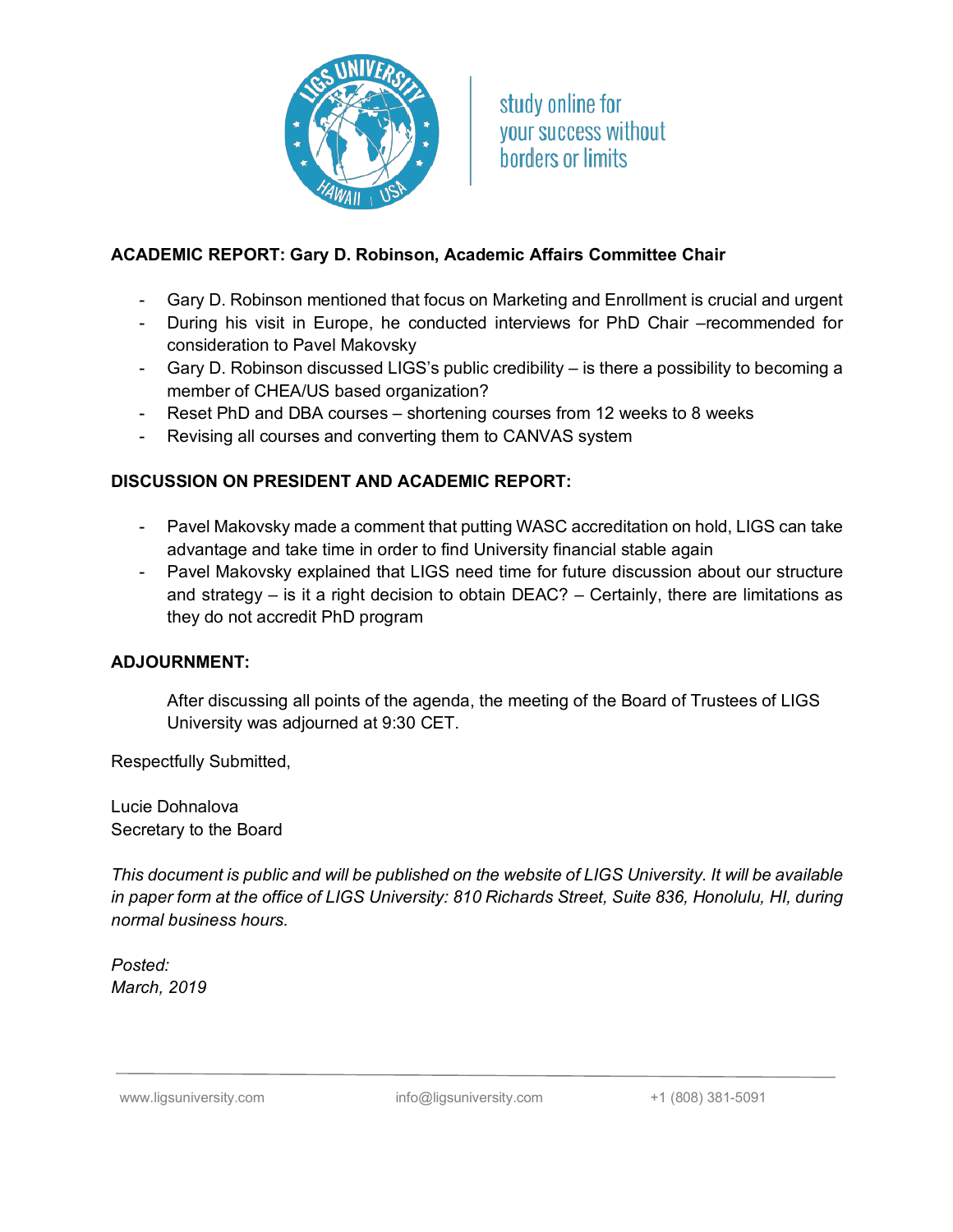**ACADEMIC REPORT: Gary D. Robinson, Academic Affairs Committee Chair**

- Gary D. Robinson mentioned that focus on Marketing and Enrollment is crucial and urgent
- During his visit in Europe, he conducted interviews for PhD Chair –recommended for consideration to Pavel Makovsky
- Gary D. Robinson discussed LIGS's public credibility – is there a possibility to becoming a member of CHEA/US based organization?
- Reset PhD and DBA courses – shortening courses from 12 weeks to 8 weeks
- Revising all courses and converting them to CANVAS system

**DISCUSSION ON PRESIDENT AND ACADEMIC REPORT:**

- Pavel Makovsky made a comment that putting WASC accreditation on hold, LIGS can take advantage and take time in order to find University financial stable again
- Pavel Makovsky explained that LIGS need time for future discussion about our structure and strategy – is it a right decision to obtain DEAC? – Certainly, there are limitations as they do not accredit PhD program

**ADJOURNMENT:**

After discussing all points of the agenda, the meeting of the Board of Trustees of LIGS University was adjourned at 9:30 CET.

Respectfully Submitted,

Lucie Dohnalova
Secretary to the Board

*This document is public and will be published on the website of LIGS University. It will be available in paper form at the office of LIGS University: 810 Richards Street, Suite 836, Honolulu, HI, during normal business hours.*

*Posted:*
*March, 2019*